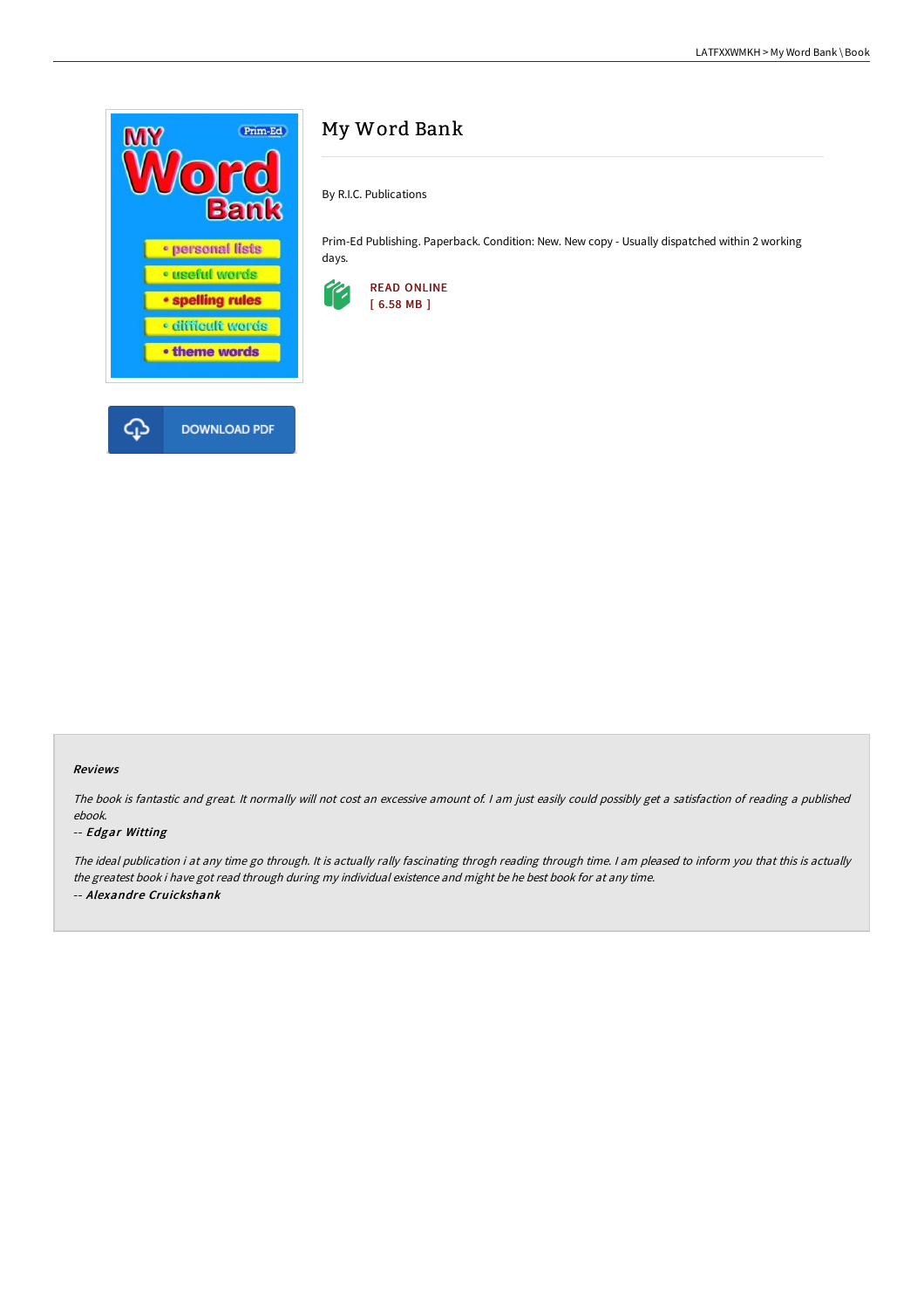# My Word Bank

By R.I.C. Publications

Prim-Ed Publishing. Paperback. Condition: New. New copy - Usually dispatched within 2 working days.

READ ONLINE
[ 6.58 MB ]

DOWNLOAD PDF

#### Reviews

*The book is fantastic and great. It normally will not cost an excessive amount of. I am just easily could possibly get a satisfaction of reading a published ebook.*

*-- Edgar Witting*

*The ideal publication i at any time go through. It is actually rally fascinating throgh reading through time. I am pleased to inform you that this is actually the greatest book i have got read through during my individual existence and might be he best book for at any time.*

*-- Alexandre Cruickshank*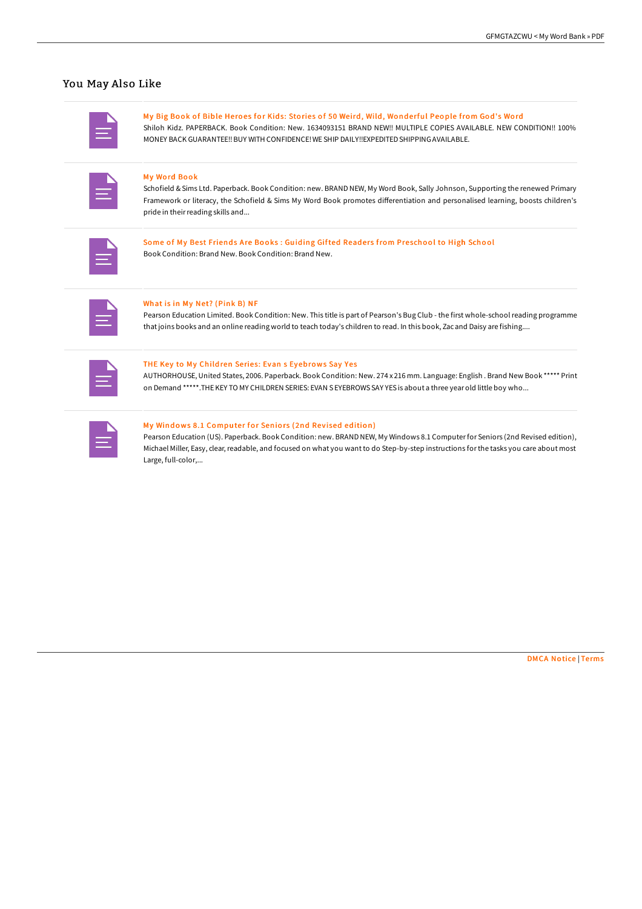## You May Also Like

### My Big Book of Bible Heroes for Kids: Stories of 50 Weird, Wild, Wonderful People from God's Word

Shiloh Kidz. PAPERBACK. Book Condition: New. 1634093151 BRAND NEW!! MULTIPLE COPIES AVAILABLE. NEW CONDITION!! 100% MONEY BACK GUARANTEE!! BUY WITH CONFIDENCE! WE SHIP DAILY!!EXPEDITED SHIPPING AVAILABLE.

### My Word Book

Schofield & Sims Ltd. Paperback. Book Condition: new. BRAND NEW, My Word Book, Sally Johnson, Supporting the renewed Primary Framework or literacy, the Schofield & Sims My Word Book promotes differentiation and personalised learning, boosts children's pride in their reading skills and...

### Some of My Best Friends Are Books : Guiding Gifted Readers from Preschool to High School

Book Condition: Brand New. Book Condition: Brand New.

### What is in My Net? (Pink B) NF

Pearson Education Limited. Book Condition: New. This title is part of Pearson's Bug Club - the first whole-school reading programme that joins books and an online reading world to teach today's children to read. In this book, Zac and Daisy are fishing....

### THE Key to My Children Series: Evan s Eyebrows Say Yes

AUTHORHOUSE, United States, 2006. Paperback. Book Condition: New. 274 x 216 mm. Language: English . Brand New Book ***** Print on Demand *****.THE KEY TO MY CHILDREN SERIES: EVAN S EYEBROWS SAY YES is about a three year old little boy who...

### My Windows 8.1 Computer for Seniors (2nd Revised edition)

Pearson Education (US). Paperback. Book Condition: new. BRAND NEW, My Windows 8.1 Computer for Seniors (2nd Revised edition), Michael Miller, Easy, clear, readable, and focused on what you want to do Step-by-step instructions for the tasks you care about most Large, full-color,...

DMCA Notice | Terms